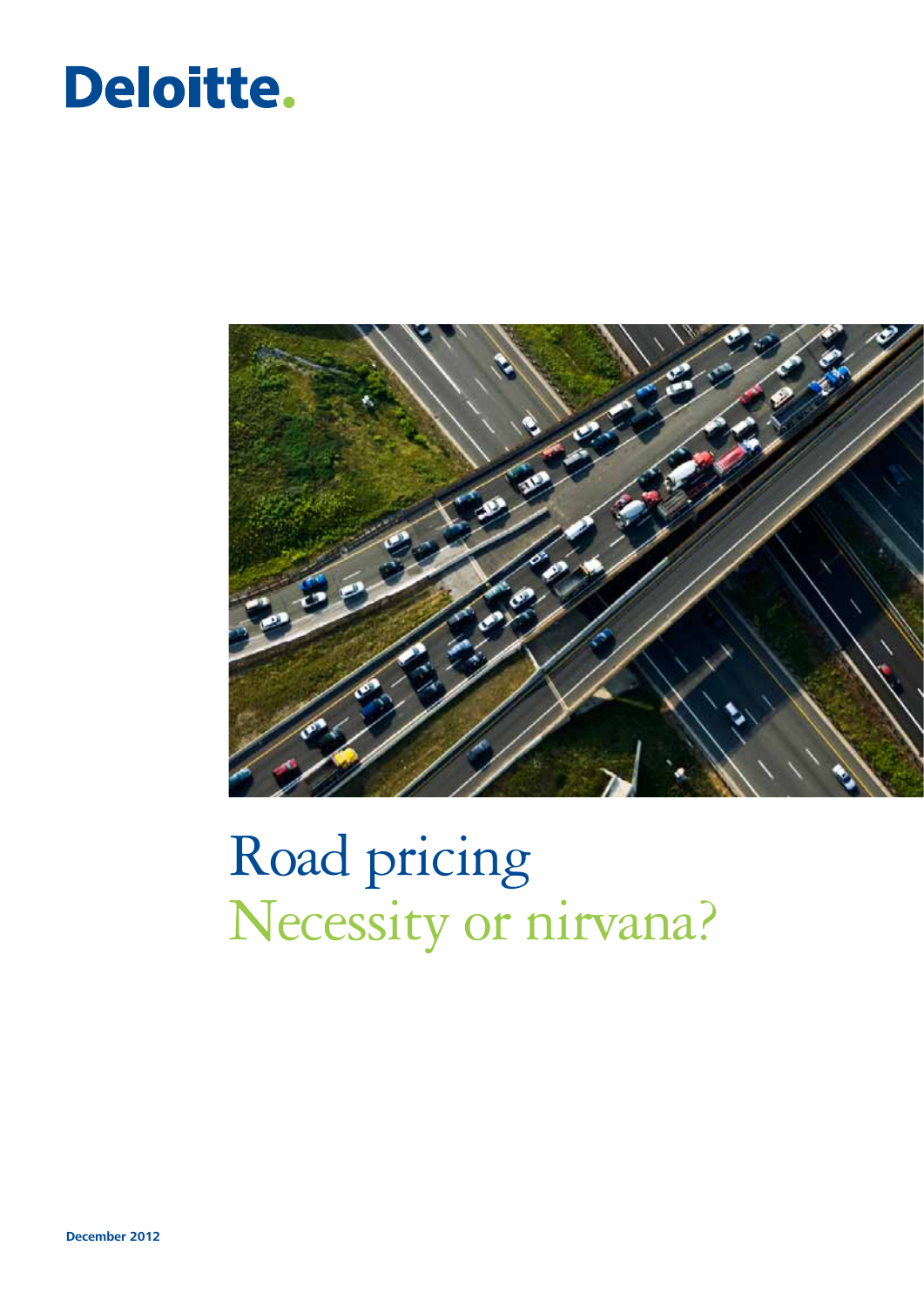Deloitte.

# Road pricing
## Necessity or nirvana?

December 2012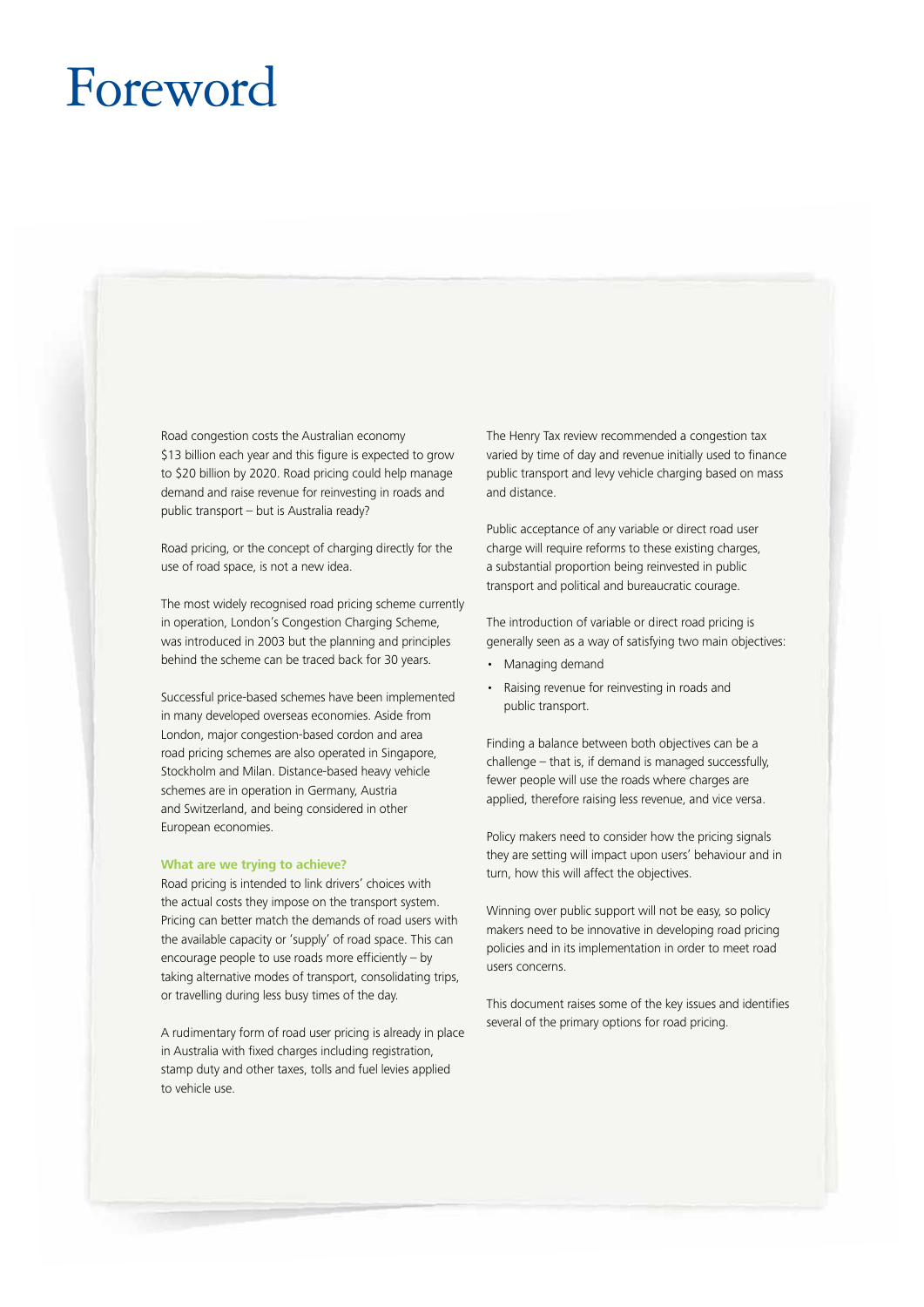# Foreword

Road congestion costs the Australian economy $13 billion each year and this figure is expected to grow to $20 billion by 2020. Road pricing could help manage demand and raise revenue for reinvesting in roads and public transport – but is Australia ready?

Road pricing, or the concept of charging directly for the use of road space, is not a new idea.

The most widely recognised road pricing scheme currently in operation, London's Congestion Charging Scheme, was introduced in 2003 but the planning and principles behind the scheme can be traced back for 30 years.

Successful price-based schemes have been implemented in many developed overseas economies. Aside from London, major congestion-based cordon and area road pricing schemes are also operated in Singapore, Stockholm and Milan. Distance-based heavy vehicle schemes are in operation in Germany, Austria and Switzerland, and being considered in other European economies.

### What are we trying to achieve?

Road pricing is intended to link drivers' choices with the actual costs they impose on the transport system. Pricing can better match the demands of road users with the available capacity or 'supply' of road space. This can encourage people to use roads more efficiently – by taking alternative modes of transport, consolidating trips, or travelling during less busy times of the day.

A rudimentary form of road user pricing is already in place in Australia with fixed charges including registration, stamp duty and other taxes, tolls and fuel levies applied to vehicle use.

The Henry Tax review recommended a congestion tax varied by time of day and revenue initially used to finance public transport and levy vehicle charging based on mass and distance.

Public acceptance of any variable or direct road user charge will require reforms to these existing charges, a substantial proportion being reinvested in public transport and political and bureaucratic courage.

The introduction of variable or direct road pricing is generally seen as a way of satisfying two main objectives:

- Managing demand
- Raising revenue for reinvesting in roads and public transport.

Finding a balance between both objectives can be a challenge – that is, if demand is managed successfully, fewer people will use the roads where charges are applied, therefore raising less revenue, and vice versa.

Policy makers need to consider how the pricing signals they are setting will impact upon users' behaviour and in turn, how this will affect the objectives.

Winning over public support will not be easy, so policy makers need to be innovative in developing road pricing policies and in its implementation in order to meet road users concerns.

This document raises some of the key issues and identifies several of the primary options for road pricing.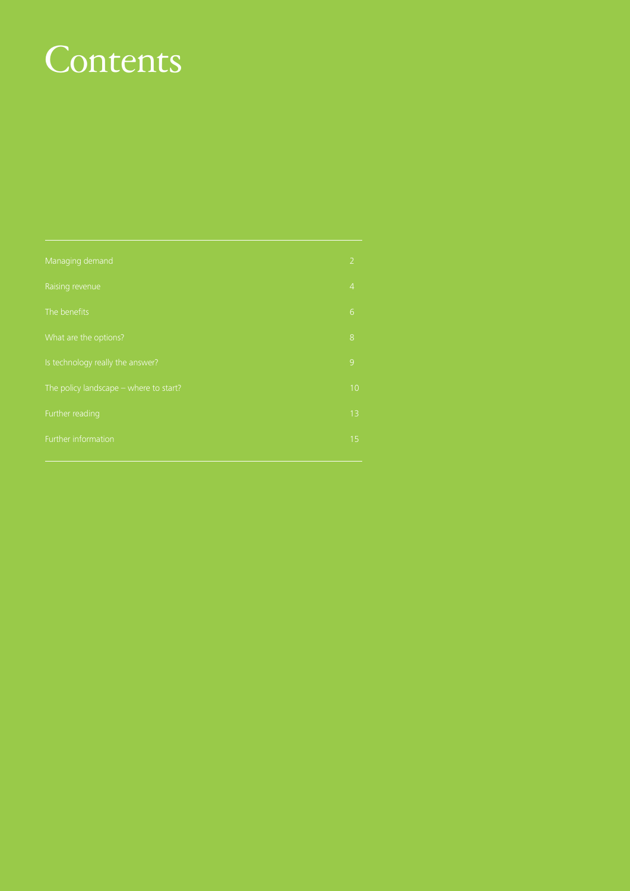# Contents

| | |
|---|---|
| Managing demand | 2 |
| Raising revenue | 4 |
| The benefits | 6 |
| What are the options? | 8 |
| Is technology really the answer? | 9 |
| The policy landscape – where to start? | 10 |
| Further reading | 13 |
| Further information | 15 |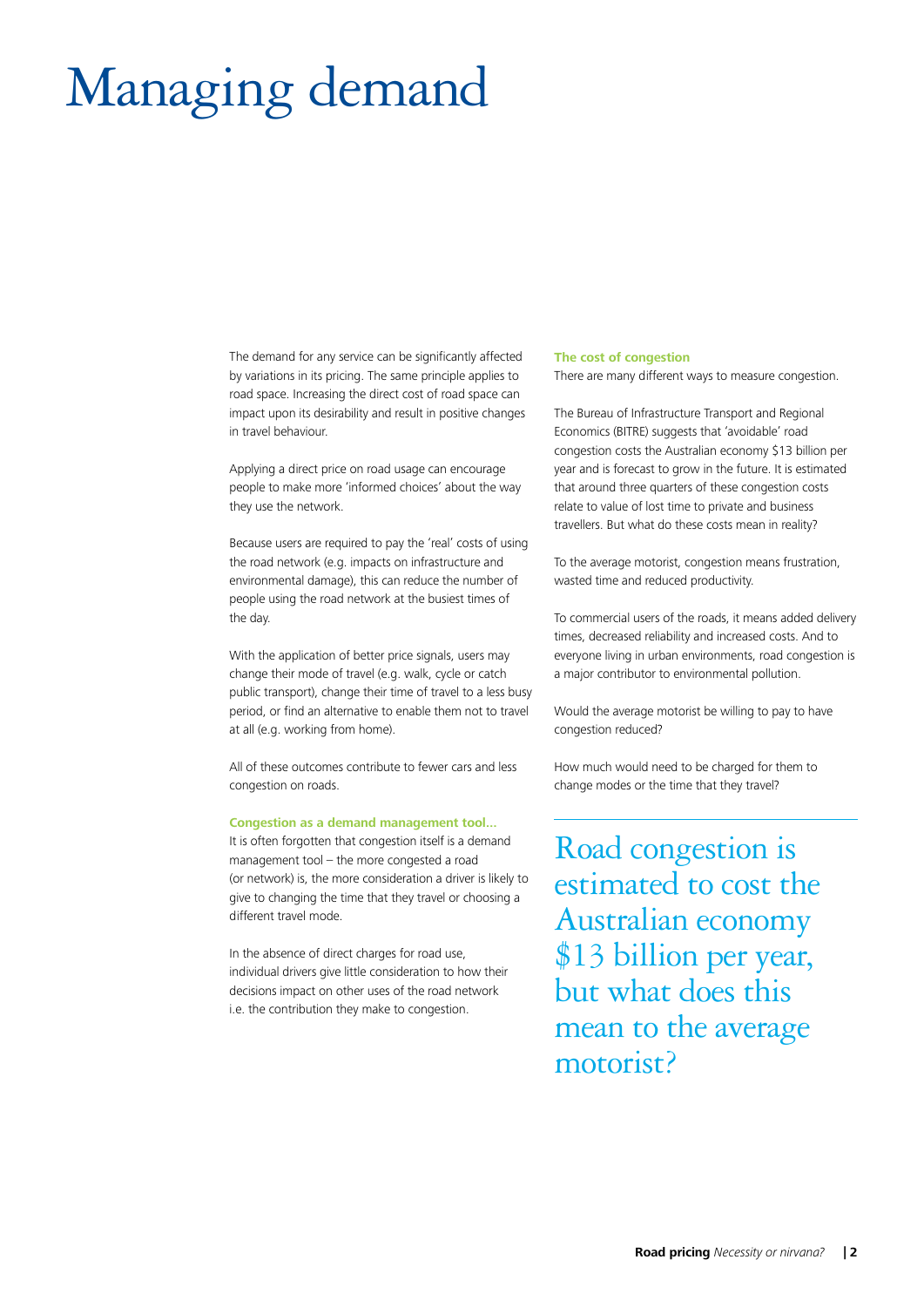# Managing demand

The demand for any service can be significantly affected by variations in its pricing. The same principle applies to road space. Increasing the direct cost of road space can impact upon its desirability and result in positive changes in travel behaviour.

Applying a direct price on road usage can encourage people to make more 'informed choices' about the way they use the network.

Because users are required to pay the 'real' costs of using the road network (e.g. impacts on infrastructure and environmental damage), this can reduce the number of people using the road network at the busiest times of the day.

With the application of better price signals, users may change their mode of travel (e.g. walk, cycle or catch public transport), change their time of travel to a less busy period, or find an alternative to enable them not to travel at all (e.g. working from home).

All of these outcomes contribute to fewer cars and less congestion on roads.

**Congestion as a demand management tool...**

It is often forgotten that congestion itself is a demand management tool – the more congested a road (or network) is, the more consideration a driver is likely to give to changing the time that they travel or choosing a different travel mode.

In the absence of direct charges for road use, individual drivers give little consideration to how their decisions impact on other uses of the road network i.e. the contribution they make to congestion.

**The cost of congestion**

There are many different ways to measure congestion.

The Bureau of Infrastructure Transport and Regional Economics (BITRE) suggests that 'avoidable' road congestion costs the Australian economy $13 billion per year and is forecast to grow in the future. It is estimated that around three quarters of these congestion costs relate to value of lost time to private and business travellers. But what do these costs mean in reality?

To the average motorist, congestion means frustration, wasted time and reduced productivity.

To commercial users of the roads, it means added delivery times, decreased reliability and increased costs. And to everyone living in urban environments, road congestion is a major contributor to environmental pollution.

Would the average motorist be willing to pay to have congestion reduced?

How much would need to be charged for them to change modes or the time that they travel?

> Road congestion is estimated to cost the Australian economy $13 billion per year, but what does this mean to the average motorist?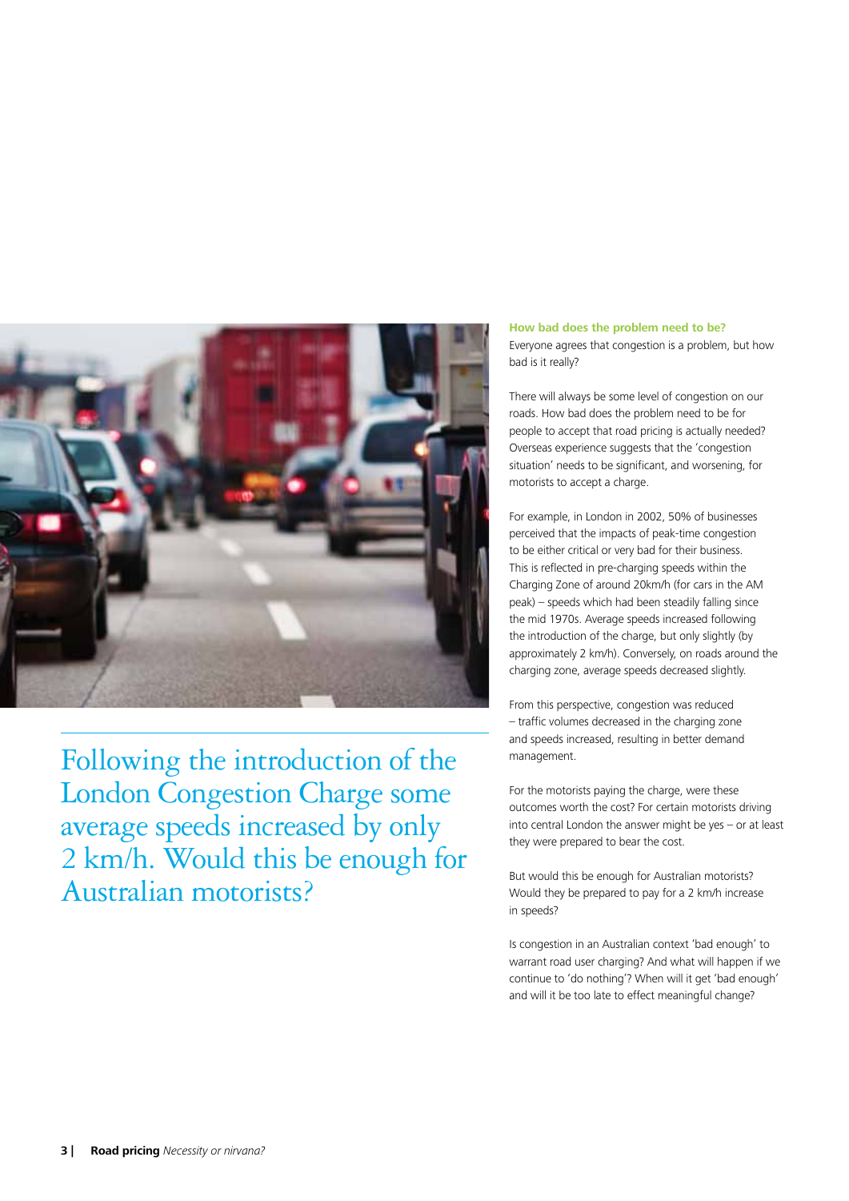Following the introduction of the London Congestion Charge some average speeds increased by only 2 km/h. Would this be enough for Australian motorists?

### How bad does the problem need to be?

Everyone agrees that congestion is a problem, but how bad is it really?

There will always be some level of congestion on our roads. How bad does the problem need to be for people to accept that road pricing is actually needed? Overseas experience suggests that the 'congestion situation' needs to be significant, and worsening, for motorists to accept a charge.

For example, in London in 2002, 50% of businesses perceived that the impacts of peak-time congestion to be either critical or very bad for their business. This is reflected in pre-charging speeds within the Charging Zone of around 20km/h (for cars in the AM peak) – speeds which had been steadily falling since the mid 1970s. Average speeds increased following the introduction of the charge, but only slightly (by approximately 2 km/h). Conversely, on roads around the charging zone, average speeds decreased slightly.

From this perspective, congestion was reduced – traffic volumes decreased in the charging zone and speeds increased, resulting in better demand management.

For the motorists paying the charge, were these outcomes worth the cost? For certain motorists driving into central London the answer might be yes – or at least they were prepared to bear the cost.

But would this be enough for Australian motorists? Would they be prepared to pay for a 2 km/h increase in speeds?

Is congestion in an Australian context 'bad enough' to warrant road user charging? And what will happen if we continue to 'do nothing'? When will it get 'bad enough' and will it be too late to effect meaningful change?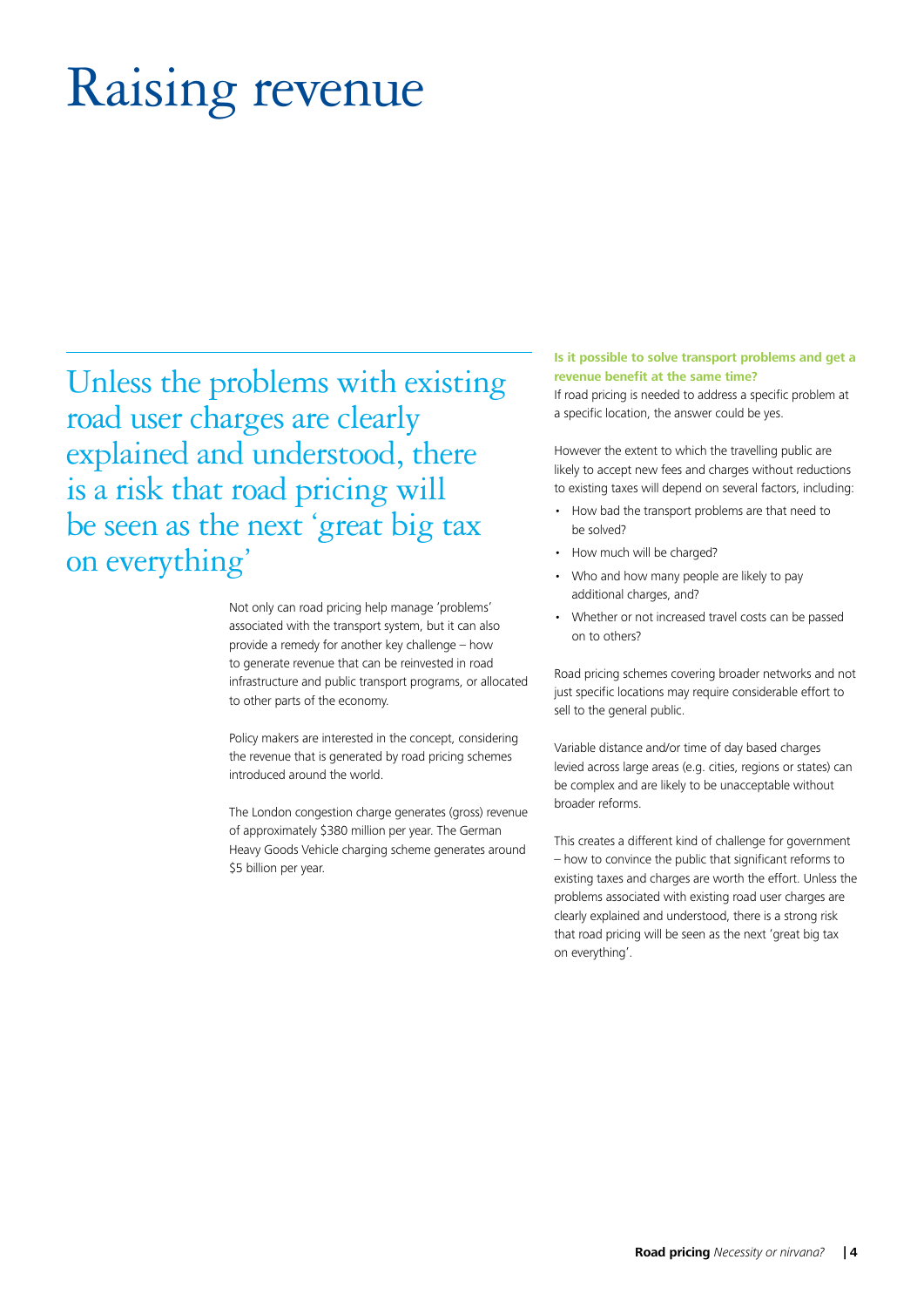# Raising revenue

Unless the problems with existing road user charges are clearly explained and understood, there is a risk that road pricing will be seen as the next 'great big tax on everything'

Not only can road pricing help manage 'problems' associated with the transport system, but it can also provide a remedy for another key challenge – how to generate revenue that can be reinvested in road infrastructure and public transport programs, or allocated to other parts of the economy.

Policy makers are interested in the concept, considering the revenue that is generated by road pricing schemes introduced around the world.

The London congestion charge generates (gross) revenue of approximately $380 million per year. The German Heavy Goods Vehicle charging scheme generates around $5 billion per year.

**Is it possible to solve transport problems and get a revenue benefit at the same time?**

If road pricing is needed to address a specific problem at a specific location, the answer could be yes.

However the extent to which the travelling public are likely to accept new fees and charges without reductions to existing taxes will depend on several factors, including:

- How bad the transport problems are that need to be solved?
- How much will be charged?
- Who and how many people are likely to pay additional charges, and?
- Whether or not increased travel costs can be passed on to others?

Road pricing schemes covering broader networks and not just specific locations may require considerable effort to sell to the general public.

Variable distance and/or time of day based charges levied across large areas (e.g. cities, regions or states) can be complex and are likely to be unacceptable without broader reforms.

This creates a different kind of challenge for government – how to convince the public that significant reforms to existing taxes and charges are worth the effort. Unless the problems associated with existing road user charges are clearly explained and understood, there is a strong risk that road pricing will be seen as the next 'great big tax on everything'.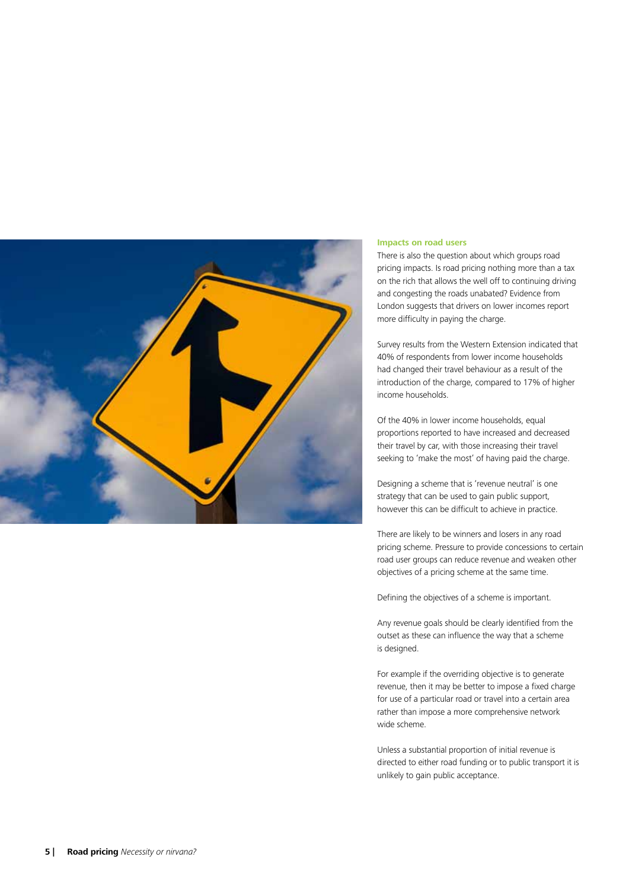### Impacts on road users

There is also the question about which groups road pricing impacts. Is road pricing nothing more than a tax on the rich that allows the well off to continuing driving and congesting the roads unabated? Evidence from London suggests that drivers on lower incomes report more difficulty in paying the charge.

Survey results from the Western Extension indicated that 40% of respondents from lower income households had changed their travel behaviour as a result of the introduction of the charge, compared to 17% of higher income households.

Of the 40% in lower income households, equal proportions reported to have increased and decreased their travel by car, with those increasing their travel seeking to 'make the most' of having paid the charge.

Designing a scheme that is 'revenue neutral' is one strategy that can be used to gain public support, however this can be difficult to achieve in practice.

There are likely to be winners and losers in any road pricing scheme. Pressure to provide concessions to certain road user groups can reduce revenue and weaken other objectives of a pricing scheme at the same time.

Defining the objectives of a scheme is important.

Any revenue goals should be clearly identified from the outset as these can influence the way that a scheme is designed.

For example if the overriding objective is to generate revenue, then it may be better to impose a fixed charge for use of a particular road or travel into a certain area rather than impose a more comprehensive network wide scheme.

Unless a substantial proportion of initial revenue is directed to either road funding or to public transport it is unlikely to gain public acceptance.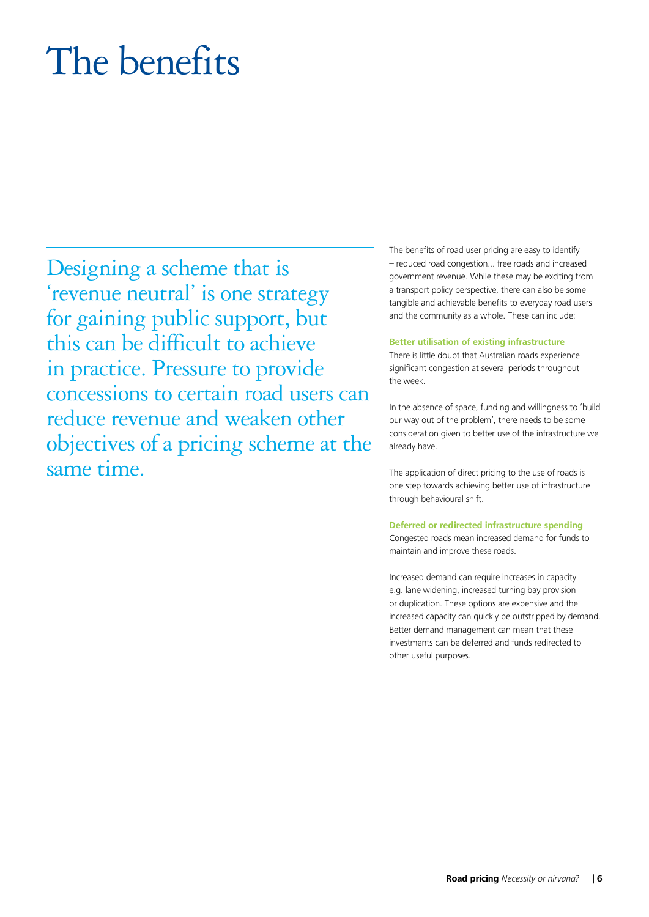# The benefits

Designing a scheme that is 'revenue neutral' is one strategy for gaining public support, but this can be difficult to achieve in practice. Pressure to provide concessions to certain road users can reduce revenue and weaken other objectives of a pricing scheme at the same time.

The benefits of road user pricing are easy to identify – reduced road congestion... free roads and increased government revenue. While these may be exciting from a transport policy perspective, there can also be some tangible and achievable benefits to everyday road users and the community as a whole. These can include:

**Better utilisation of existing infrastructure**

There is little doubt that Australian roads experience significant congestion at several periods throughout the week.

In the absence of space, funding and willingness to 'build our way out of the problem', there needs to be some consideration given to better use of the infrastructure we already have.

The application of direct pricing to the use of roads is one step towards achieving better use of infrastructure through behavioural shift.

**Deferred or redirected infrastructure spending**

Congested roads mean increased demand for funds to maintain and improve these roads.

Increased demand can require increases in capacity e.g. lane widening, increased turning bay provision or duplication. These options are expensive and the increased capacity can quickly be outstripped by demand. Better demand management can mean that these investments can be deferred and funds redirected to other useful purposes.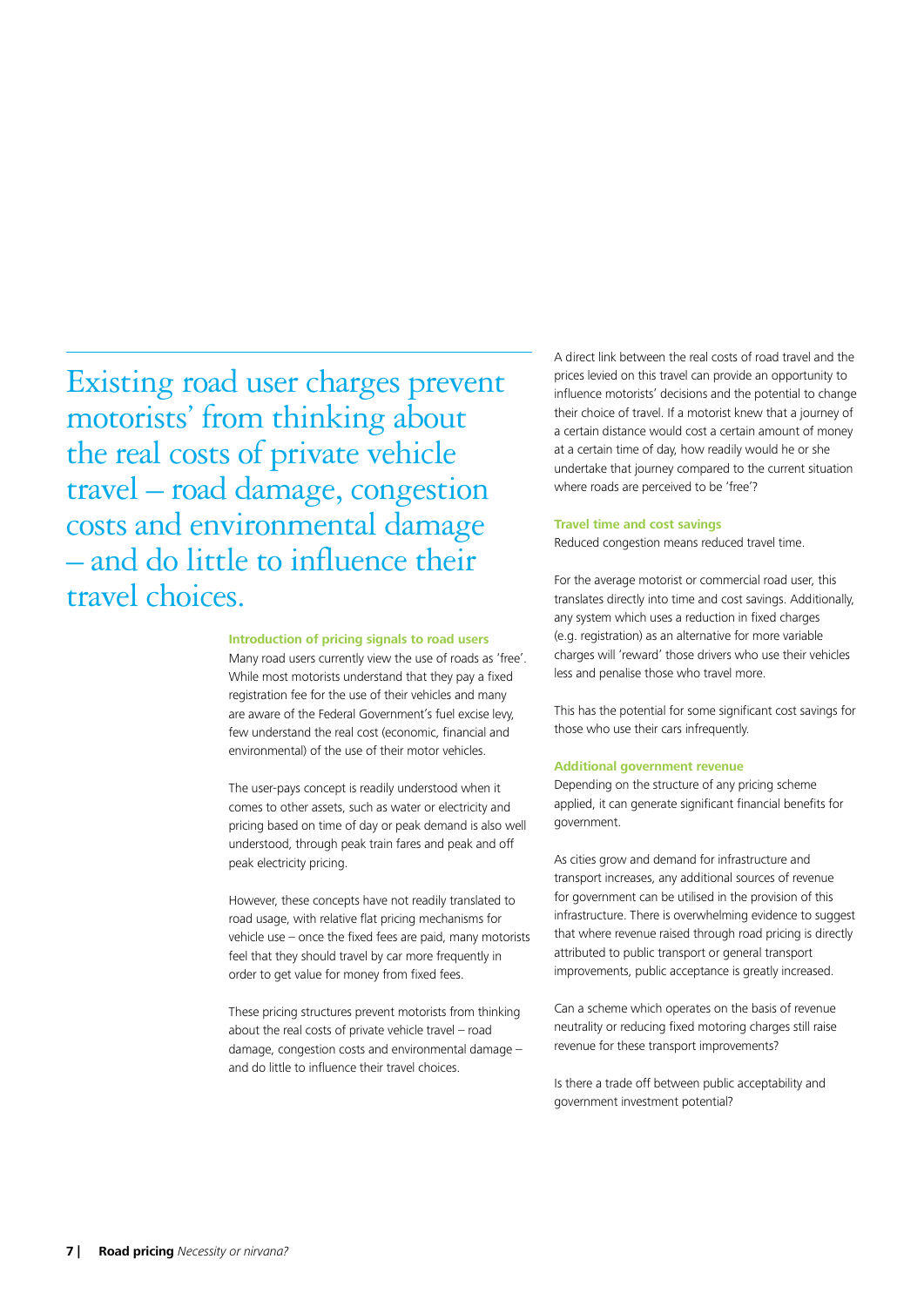> Existing road user charges prevent motorists' from thinking about the real costs of private vehicle travel – road damage, congestion costs and environmental damage – and do little to influence their travel choices.

### Introduction of pricing signals to road users

Many road users currently view the use of roads as 'free'. While most motorists understand that they pay a fixed registration fee for the use of their vehicles and many are aware of the Federal Government's fuel excise levy, few understand the real cost (economic, financial and environmental) of the use of their motor vehicles.

The user-pays concept is readily understood when it comes to other assets, such as water or electricity and pricing based on time of day or peak demand is also well understood, through peak train fares and peak and off peak electricity pricing.

However, these concepts have not readily translated to road usage, with relative flat pricing mechanisms for vehicle use – once the fixed fees are paid, many motorists feel that they should travel by car more frequently in order to get value for money from fixed fees.

These pricing structures prevent motorists from thinking about the real costs of private vehicle travel – road damage, congestion costs and environmental damage – and do little to influence their travel choices.

A direct link between the real costs of road travel and the prices levied on this travel can provide an opportunity to influence motorists' decisions and the potential to change their choice of travel. If a motorist knew that a journey of a certain distance would cost a certain amount of money at a certain time of day, how readily would he or she undertake that journey compared to the current situation where roads are perceived to be 'free'?

### Travel time and cost savings

Reduced congestion means reduced travel time.

For the average motorist or commercial road user, this translates directly into time and cost savings. Additionally, any system which uses a reduction in fixed charges (e.g. registration) as an alternative for more variable charges will 'reward' those drivers who use their vehicles less and penalise those who travel more.

This has the potential for some significant cost savings for those who use their cars infrequently.

### Additional government revenue

Depending on the structure of any pricing scheme applied, it can generate significant financial benefits for government.

As cities grow and demand for infrastructure and transport increases, any additional sources of revenue for government can be utilised in the provision of this infrastructure. There is overwhelming evidence to suggest that where revenue raised through road pricing is directly attributed to public transport or general transport improvements, public acceptance is greatly increased.

Can a scheme which operates on the basis of revenue neutrality or reducing fixed motoring charges still raise revenue for these transport improvements?

Is there a trade off between public acceptability and government investment potential?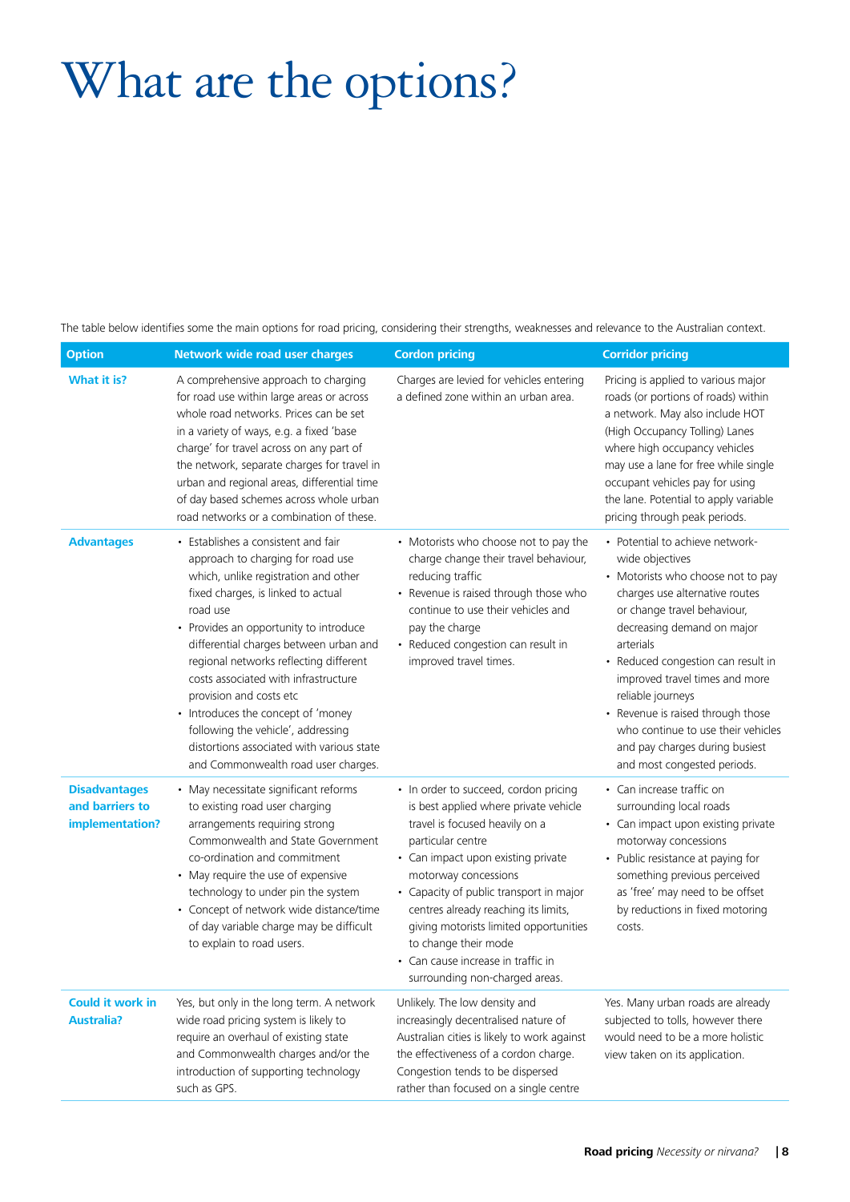# What are the options?

The table below identifies some the main options for road pricing, considering their strengths, weaknesses and relevance to the Australian context.

| Option | Network wide road user charges | Cordon pricing | Corridor pricing |
|---|---|---|---|
| **What it is?** | A comprehensive approach to charging for road use within large areas or across whole road networks. Prices can be set in a variety of ways, e.g. a fixed 'base charge' for travel across on any part of the network, separate charges for travel in urban and regional areas, differential time of day based schemes across whole urban road networks or a combination of these. | Charges are levied for vehicles entering a defined zone within an urban area. | Pricing is applied to various major roads (or portions of roads) within a network. May also include HOT (High Occupancy Tolling) Lanes where high occupancy vehicles may use a lane for free while single occupant vehicles pay for using the lane. Potential to apply variable pricing through peak periods. |
| **Advantages** | • Establishes a consistent and fair approach to charging for road use which, unlike registration and other fixed charges, is linked to actual road use<br>• Provides an opportunity to introduce differential charges between urban and regional networks reflecting different costs associated with infrastructure provision and costs etc<br>• Introduces the concept of 'money following the vehicle', addressing distortions associated with various state and Commonwealth road user charges. | • Motorists who choose not to pay the charge change their travel behaviour, reducing traffic<br>• Revenue is raised through those who continue to use their vehicles and pay the charge<br>• Reduced congestion can result in improved travel times. | • Potential to achieve network-wide objectives<br>• Motorists who choose not to pay charges use alternative routes or change travel behaviour, decreasing demand on major arterials<br>• Reduced congestion can result in improved travel times and more reliable journeys<br>• Revenue is raised through those who continue to use their vehicles and pay charges during busiest and most congested periods. |
| **Disadvantages and barriers to implementation?** | • May necessitate significant reforms to existing road user charging arrangements requiring strong Commonwealth and State Government co-ordination and commitment<br>• May require the use of expensive technology to under pin the system<br>• Concept of network wide distance/time of day variable charge may be difficult to explain to road users. | • In order to succeed, cordon pricing is best applied where private vehicle travel is focused heavily on a particular centre<br>• Can impact upon existing private motorway concessions<br>• Capacity of public transport in major centres already reaching its limits, giving motorists limited opportunities to change their mode<br>• Can cause increase in traffic in surrounding non-charged areas. | • Can increase traffic on surrounding local roads<br>• Can impact upon existing private motorway concessions<br>• Public resistance at paying for something previous perceived as 'free' may need to be offset by reductions in fixed motoring costs. |
| **Could it work in Australia?** | Yes, but only in the long term. A network wide road pricing system is likely to require an overhaul of existing state and Commonwealth charges and/or the introduction of supporting technology such as GPS. | Unlikely. The low density and increasingly decentralised nature of Australian cities is likely to work against the effectiveness of a cordon charge. Congestion tends to be dispersed rather than focused on a single centre | Yes. Many urban roads are already subjected to tolls, however there would need to be a more holistic view taken on its application. |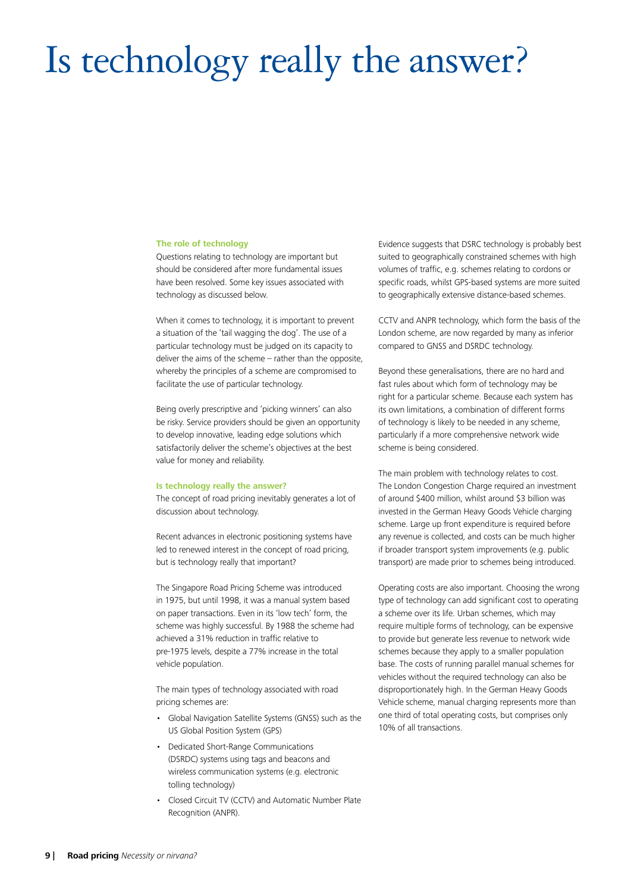# Is technology really the answer?

### The role of technology

Questions relating to technology are important but should be considered after more fundamental issues have been resolved. Some key issues associated with technology as discussed below.

When it comes to technology, it is important to prevent a situation of the 'tail wagging the dog'. The use of a particular technology must be judged on its capacity to deliver the aims of the scheme – rather than the opposite, whereby the principles of a scheme are compromised to facilitate the use of particular technology.

Being overly prescriptive and 'picking winners' can also be risky. Service providers should be given an opportunity to develop innovative, leading edge solutions which satisfactorily deliver the scheme's objectives at the best value for money and reliability.

### Is technology really the answer?

The concept of road pricing inevitably generates a lot of discussion about technology.

Recent advances in electronic positioning systems have led to renewed interest in the concept of road pricing, but is technology really that important?

The Singapore Road Pricing Scheme was introduced in 1975, but until 1998, it was a manual system based on paper transactions. Even in its 'low tech' form, the scheme was highly successful. By 1988 the scheme had achieved a 31% reduction in traffic relative to pre-1975 levels, despite a 77% increase in the total vehicle population.

The main types of technology associated with road pricing schemes are:

- Global Navigation Satellite Systems (GNSS) such as the US Global Position System (GPS)
- Dedicated Short-Range Communications (DSRDC) systems using tags and beacons and wireless communication systems (e.g. electronic tolling technology)
- Closed Circuit TV (CCTV) and Automatic Number Plate Recognition (ANPR).

Evidence suggests that DSRC technology is probably best suited to geographically constrained schemes with high volumes of traffic, e.g. schemes relating to cordons or specific roads, whilst GPS-based systems are more suited to geographically extensive distance-based schemes.

CCTV and ANPR technology, which form the basis of the London scheme, are now regarded by many as inferior compared to GNSS and DSRDC technology.

Beyond these generalisations, there are no hard and fast rules about which form of technology may be right for a particular scheme. Because each system has its own limitations, a combination of different forms of technology is likely to be needed in any scheme, particularly if a more comprehensive network wide scheme is being considered.

The main problem with technology relates to cost. The London Congestion Charge required an investment of around $400 million, whilst around $3 billion was invested in the German Heavy Goods Vehicle charging scheme. Large up front expenditure is required before any revenue is collected, and costs can be much higher if broader transport system improvements (e.g. public transport) are made prior to schemes being introduced.

Operating costs are also important. Choosing the wrong type of technology can add significant cost to operating a scheme over its life. Urban schemes, which may require multiple forms of technology, can be expensive to provide but generate less revenue to network wide schemes because they apply to a smaller population base. The costs of running parallel manual schemes for vehicles without the required technology can also be disproportionately high. In the German Heavy Goods Vehicle scheme, manual charging represents more than one third of total operating costs, but comprises only 10% of all transactions.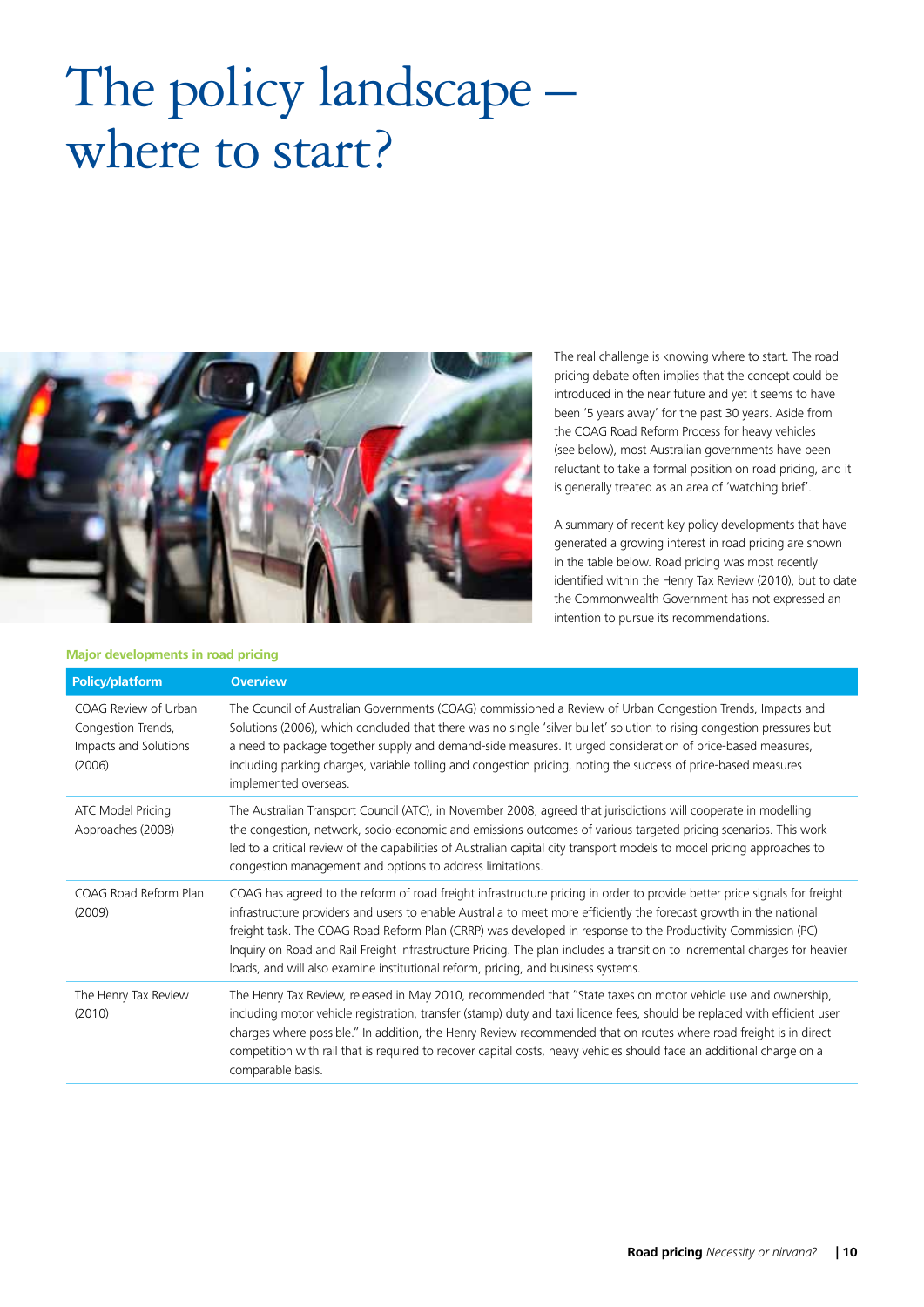# The policy landscape – where to start?

The real challenge is knowing where to start. The road pricing debate often implies that the concept could be introduced in the near future and yet it seems to have been '5 years away' for the past 30 years. Aside from the COAG Road Reform Process for heavy vehicles (see below), most Australian governments have been reluctant to take a formal position on road pricing, and it is generally treated as an area of 'watching brief'.

A summary of recent key policy developments that have generated a growing interest in road pricing are shown in the table below. Road pricing was most recently identified within the Henry Tax Review (2010), but to date the Commonwealth Government has not expressed an intention to pursue its recommendations.

**Major developments in road pricing**

| Policy/platform | Overview |
|---|---|
| COAG Review of Urban Congestion Trends, Impacts and Solutions (2006) | The Council of Australian Governments (COAG) commissioned a Review of Urban Congestion Trends, Impacts and Solutions (2006), which concluded that there was no single 'silver bullet' solution to rising congestion pressures but a need to package together supply and demand-side measures. It urged consideration of price-based measures, including parking charges, variable tolling and congestion pricing, noting the success of price-based measures implemented overseas. |
| ATC Model Pricing Approaches (2008) | The Australian Transport Council (ATC), in November 2008, agreed that jurisdictions will cooperate in modelling the congestion, network, socio-economic and emissions outcomes of various targeted pricing scenarios. This work led to a critical review of the capabilities of Australian capital city transport models to model pricing approaches to congestion management and options to address limitations. |
| COAG Road Reform Plan (2009) | COAG has agreed to the reform of road freight infrastructure pricing in order to provide better price signals for freight infrastructure providers and users to enable Australia to meet more efficiently the forecast growth in the national freight task. The COAG Road Reform Plan (CRRP) was developed in response to the Productivity Commission (PC) Inquiry on Road and Rail Freight Infrastructure Pricing. The plan includes a transition to incremental charges for heavier loads, and will also examine institutional reform, pricing, and business systems. |
| The Henry Tax Review (2010) | The Henry Tax Review, released in May 2010, recommended that "State taxes on motor vehicle use and ownership, including motor vehicle registration, transfer (stamp) duty and taxi licence fees, should be replaced with efficient user charges where possible." In addition, the Henry Review recommended that on routes where road freight is in direct competition with rail that is required to recover capital costs, heavy vehicles should face an additional charge on a comparable basis. |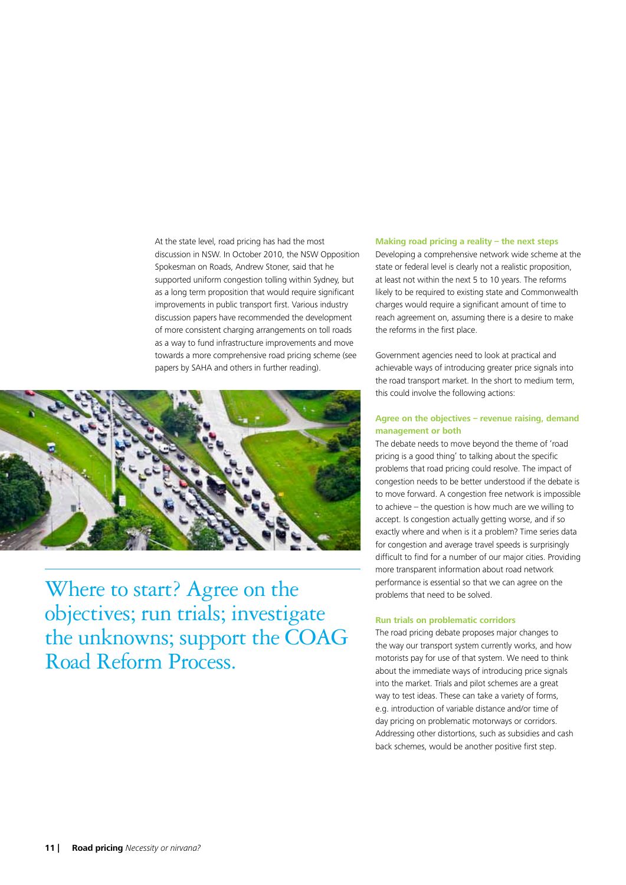At the state level, road pricing has had the most discussion in NSW. In October 2010, the NSW Opposition Spokesman on Roads, Andrew Stoner, said that he supported uniform congestion tolling within Sydney, but as a long term proposition that would require significant improvements in public transport first. Various industry discussion papers have recommended the development of more consistent charging arrangements on toll roads as a way to fund infrastructure improvements and move towards a more comprehensive road pricing scheme (see papers by SAHA and others in further reading).

Where to start? Agree on the objectives; run trials; investigate the unknowns; support the COAG Road Reform Process.

### Making road pricing a reality – the next steps

Developing a comprehensive network wide scheme at the state or federal level is clearly not a realistic proposition, at least not within the next 5 to 10 years. The reforms likely to be required to existing state and Commonwealth charges would require a significant amount of time to reach agreement on, assuming there is a desire to make the reforms in the first place.

Government agencies need to look at practical and achievable ways of introducing greater price signals into the road transport market. In the short to medium term, this could involve the following actions:

### Agree on the objectives – revenue raising, demand management or both

The debate needs to move beyond the theme of 'road pricing is a good thing' to talking about the specific problems that road pricing could resolve. The impact of congestion needs to be better understood if the debate is to move forward. A congestion free network is impossible to achieve – the question is how much are we willing to accept. Is congestion actually getting worse, and if so exactly where and when is it a problem? Time series data for congestion and average travel speeds is surprisingly difficult to find for a number of our major cities. Providing more transparent information about road network performance is essential so that we can agree on the problems that need to be solved.

### Run trials on problematic corridors

The road pricing debate proposes major changes to the way our transport system currently works, and how motorists pay for use of that system. We need to think about the immediate ways of introducing price signals into the market. Trials and pilot schemes are a great way to test ideas. These can take a variety of forms, e.g. introduction of variable distance and/or time of day pricing on problematic motorways or corridors. Addressing other distortions, such as subsidies and cash back schemes, would be another positive first step.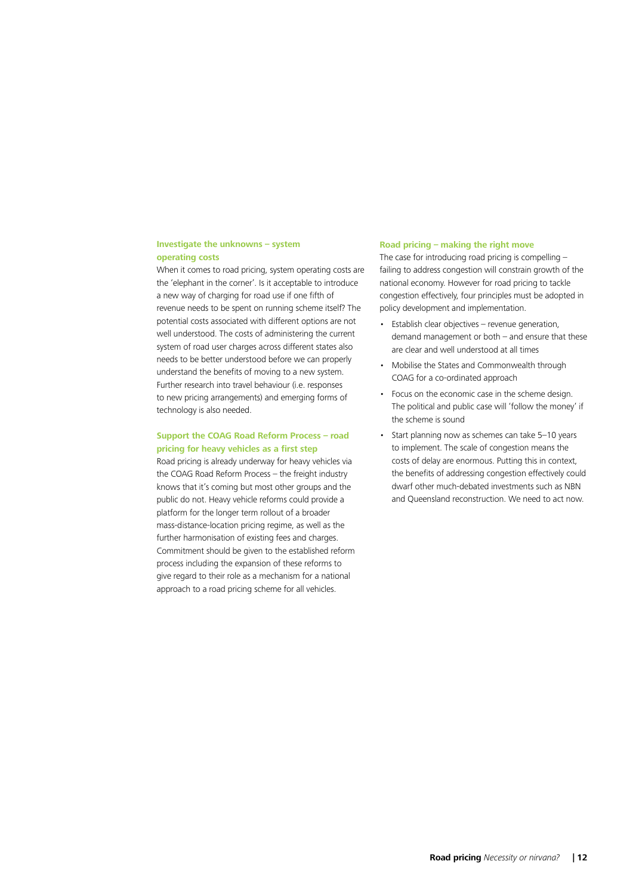### Investigate the unknowns – system operating costs

When it comes to road pricing, system operating costs are the 'elephant in the corner'. Is it acceptable to introduce a new way of charging for road use if one fifth of revenue needs to be spent on running scheme itself? The potential costs associated with different options are not well understood. The costs of administering the current system of road user charges across different states also needs to be better understood before we can properly understand the benefits of moving to a new system. Further research into travel behaviour (i.e. responses to new pricing arrangements) and emerging forms of technology is also needed.

### Support the COAG Road Reform Process – road pricing for heavy vehicles as a first step

Road pricing is already underway for heavy vehicles via the COAG Road Reform Process – the freight industry knows that it's coming but most other groups and the public do not. Heavy vehicle reforms could provide a platform for the longer term rollout of a broader mass-distance-location pricing regime, as well as the further harmonisation of existing fees and charges. Commitment should be given to the established reform process including the expansion of these reforms to give regard to their role as a mechanism for a national approach to a road pricing scheme for all vehicles.

### Road pricing – making the right move

The case for introducing road pricing is compelling – failing to address congestion will constrain growth of the national economy. However for road pricing to tackle congestion effectively, four principles must be adopted in policy development and implementation.

- Establish clear objectives – revenue generation, demand management or both – and ensure that these are clear and well understood at all times
- Mobilise the States and Commonwealth through COAG for a co-ordinated approach
- Focus on the economic case in the scheme design. The political and public case will 'follow the money' if the scheme is sound
- Start planning now as schemes can take 5–10 years to implement. The scale of congestion means the costs of delay are enormous. Putting this in context, the benefits of addressing congestion effectively could dwarf other much-debated investments such as NBN and Queensland reconstruction. We need to act now.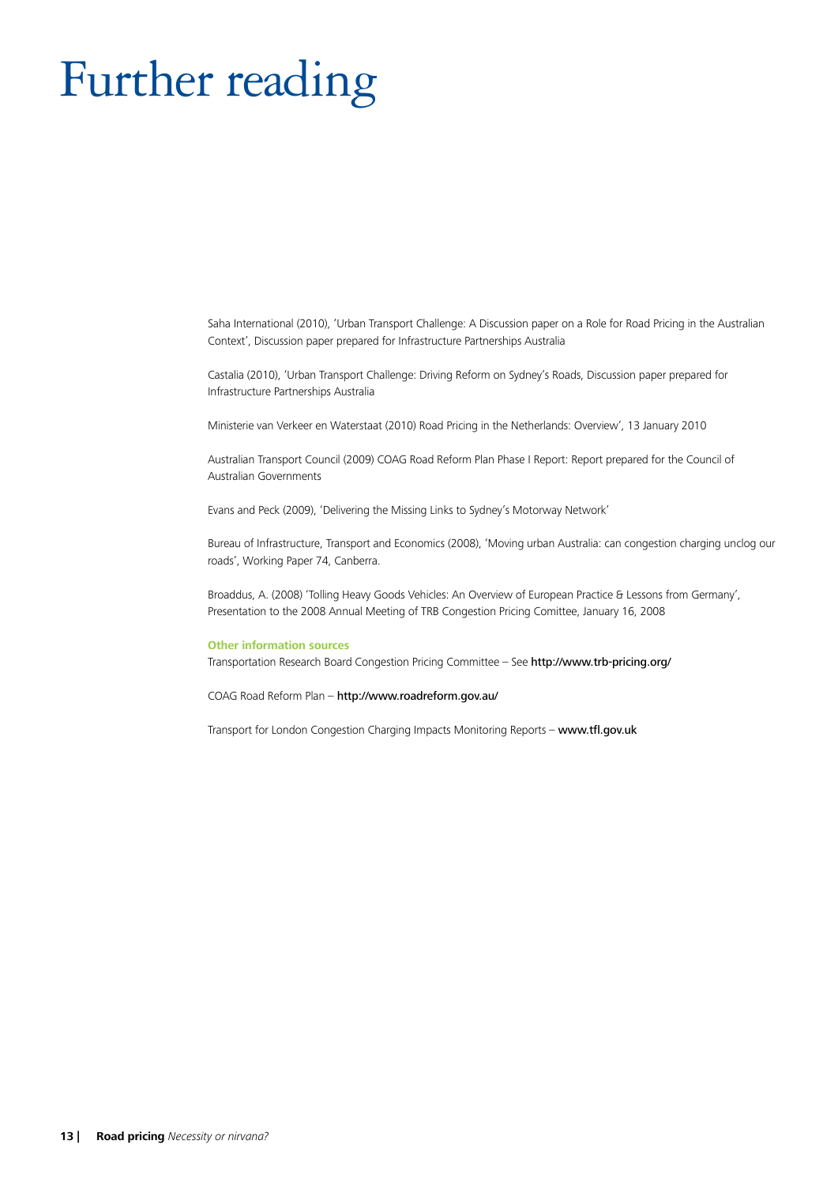# Further reading

Saha International (2010), 'Urban Transport Challenge: A Discussion paper on a Role for Road Pricing in the Australian Context', Discussion paper prepared for Infrastructure Partnerships Australia

Castalia (2010), 'Urban Transport Challenge: Driving Reform on Sydney's Roads, Discussion paper prepared for Infrastructure Partnerships Australia

Ministerie van Verkeer en Waterstaat (2010) Road Pricing in the Netherlands: Overview', 13 January 2010

Australian Transport Council (2009) COAG Road Reform Plan Phase I Report: Report prepared for the Council of Australian Governments

Evans and Peck (2009), 'Delivering the Missing Links to Sydney's Motorway Network'

Bureau of Infrastructure, Transport and Economics (2008), 'Moving urban Australia: can congestion charging unclog our roads', Working Paper 74, Canberra.

Broaddus, A. (2008) 'Tolling Heavy Goods Vehicles: An Overview of European Practice & Lessons from Germany', Presentation to the 2008 Annual Meeting of TRB Congestion Pricing Comittee, January 16, 2008

**Other information sources**

Transportation Research Board Congestion Pricing Committee – See **http://www.trb-pricing.org/**

COAG Road Reform Plan – **http://www.roadreform.gov.au/**

Transport for London Congestion Charging Impacts Monitoring Reports – **www.tfl.gov.uk**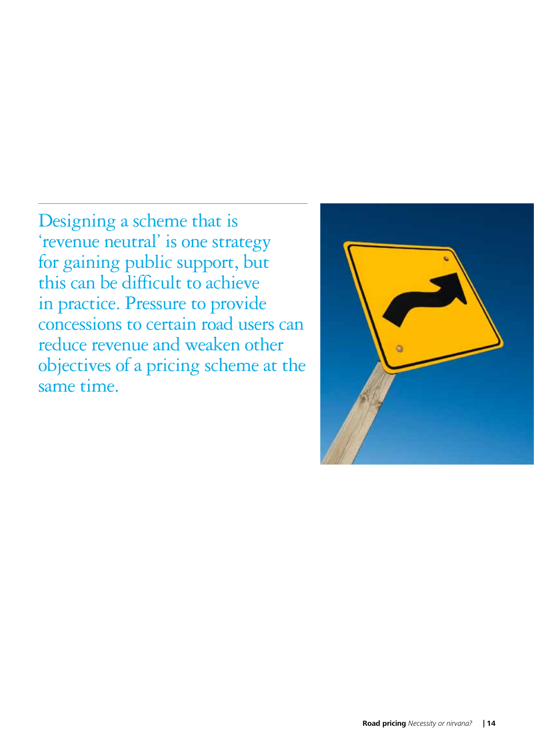Designing a scheme that is 'revenue neutral' is one strategy for gaining public support, but this can be difficult to achieve in practice. Pressure to provide concessions to certain road users can reduce revenue and weaken other objectives of a pricing scheme at the same time.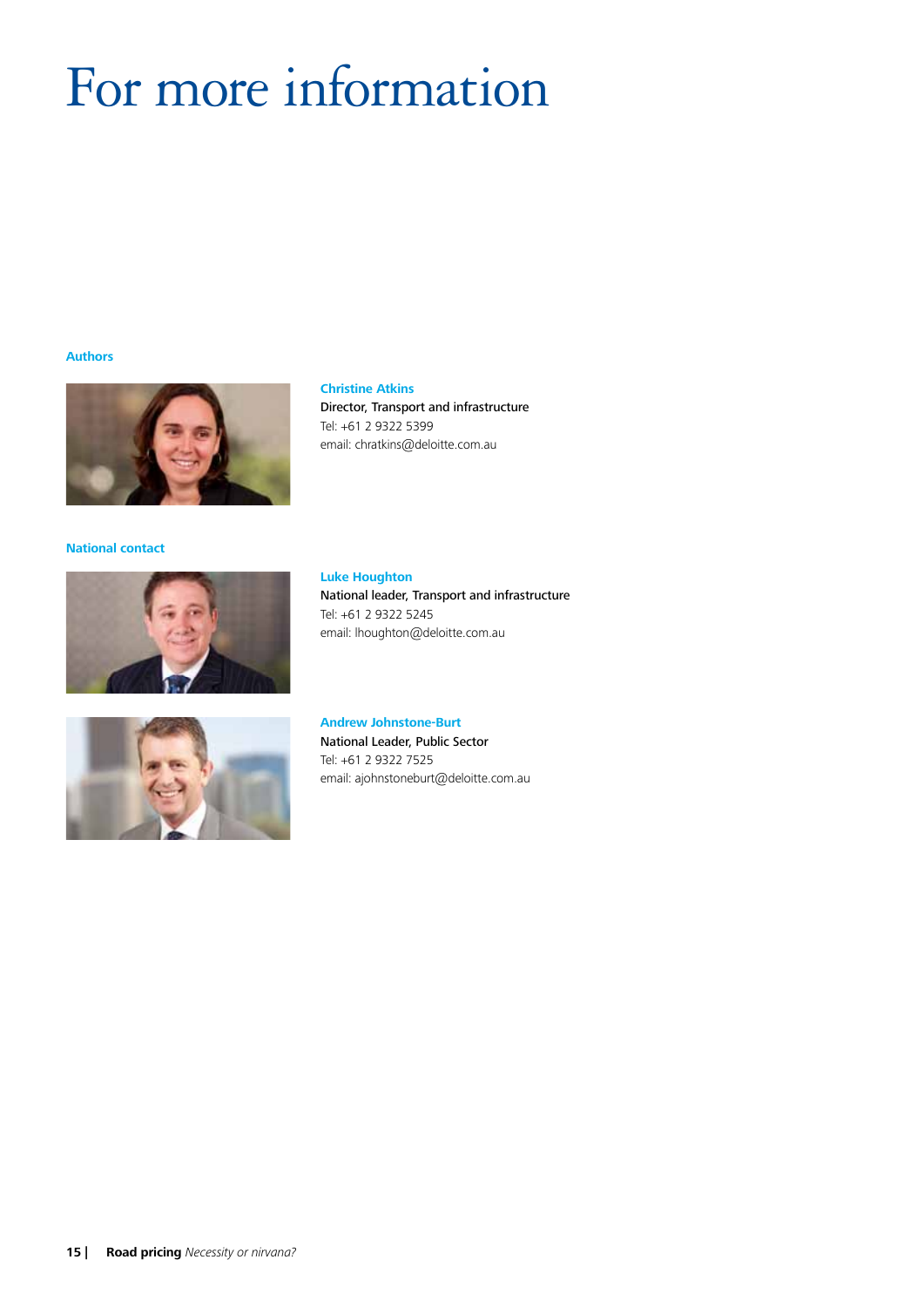# For more information

## Authors

**Christine Atkins**
Director, Transport and infrastructure
Tel: +61 2 9322 5399
email: chratkins@deloitte.com.au

## National contact

**Luke Houghton**
National leader, Transport and infrastructure
Tel: +61 2 9322 5245
email: lhoughton@deloitte.com.au

**Andrew Johnstone-Burt**
National Leader, Public Sector
Tel: +61 2 9322 7525
email: ajohnstoneburt@deloitte.com.au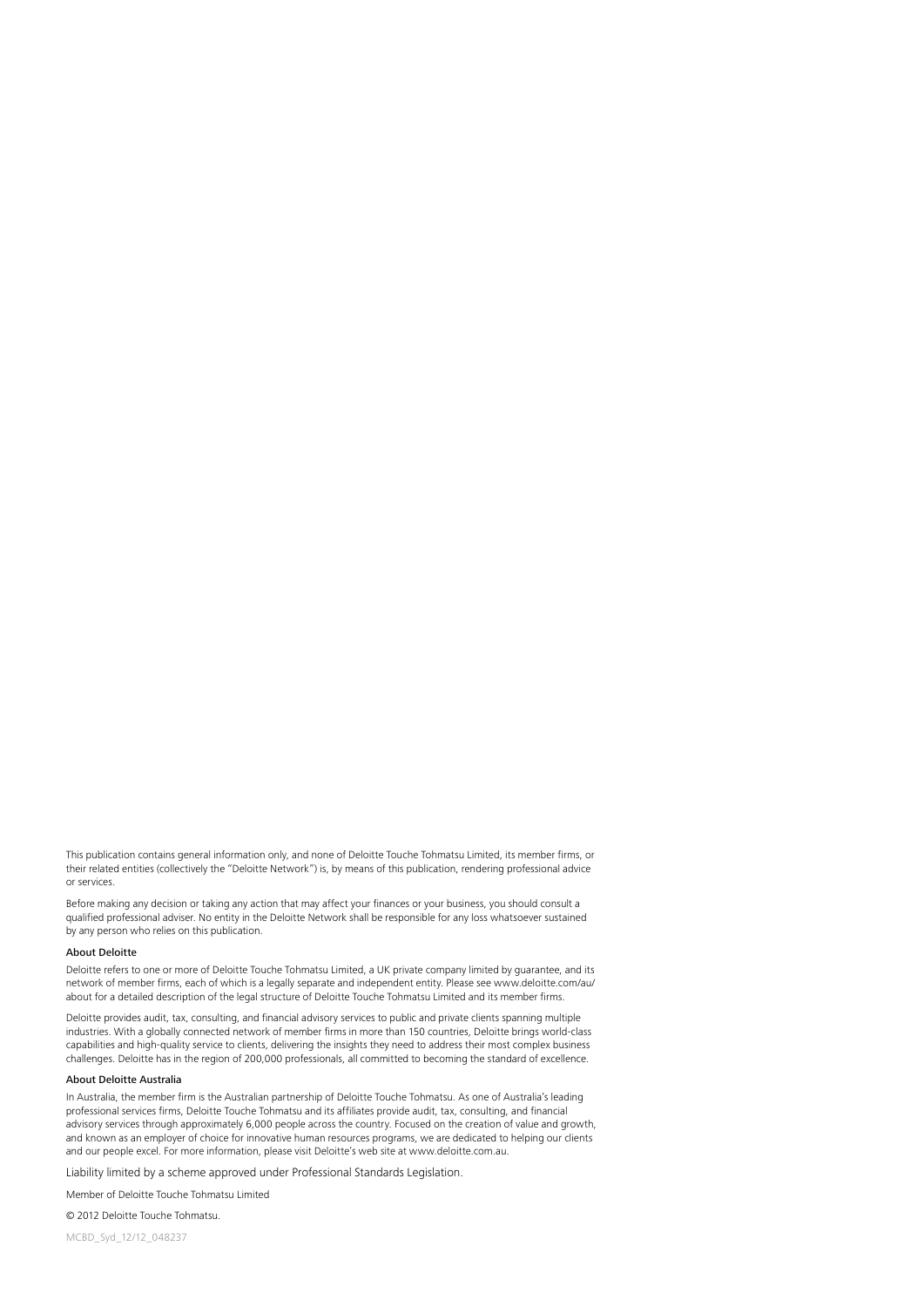This publication contains general information only, and none of Deloitte Touche Tohmatsu Limited, its member firms, or their related entities (collectively the "Deloitte Network") is, by means of this publication, rendering professional advice or services.

Before making any decision or taking any action that may affect your finances or your business, you should consult a qualified professional adviser. No entity in the Deloitte Network shall be responsible for any loss whatsoever sustained by any person who relies on this publication.

**About Deloitte**

Deloitte refers to one or more of Deloitte Touche Tohmatsu Limited, a UK private company limited by guarantee, and its network of member firms, each of which is a legally separate and independent entity. Please see www.deloitte.com/au/about for a detailed description of the legal structure of Deloitte Touche Tohmatsu Limited and its member firms.

Deloitte provides audit, tax, consulting, and financial advisory services to public and private clients spanning multiple industries. With a globally connected network of member firms in more than 150 countries, Deloitte brings world-class capabilities and high-quality service to clients, delivering the insights they need to address their most complex business challenges. Deloitte has in the region of 200,000 professionals, all committed to becoming the standard of excellence.

**About Deloitte Australia**

In Australia, the member firm is the Australian partnership of Deloitte Touche Tohmatsu. As one of Australia's leading professional services firms, Deloitte Touche Tohmatsu and its affiliates provide audit, tax, consulting, and financial advisory services through approximately 6,000 people across the country. Focused on the creation of value and growth, and known as an employer of choice for innovative human resources programs, we are dedicated to helping our clients and our people excel. For more information, please visit Deloitte's web site at www.deloitte.com.au.

Liability limited by a scheme approved under Professional Standards Legislation.

Member of Deloitte Touche Tohmatsu Limited

© 2012 Deloitte Touche Tohmatsu.

MCBD_Syd_12/12_048237